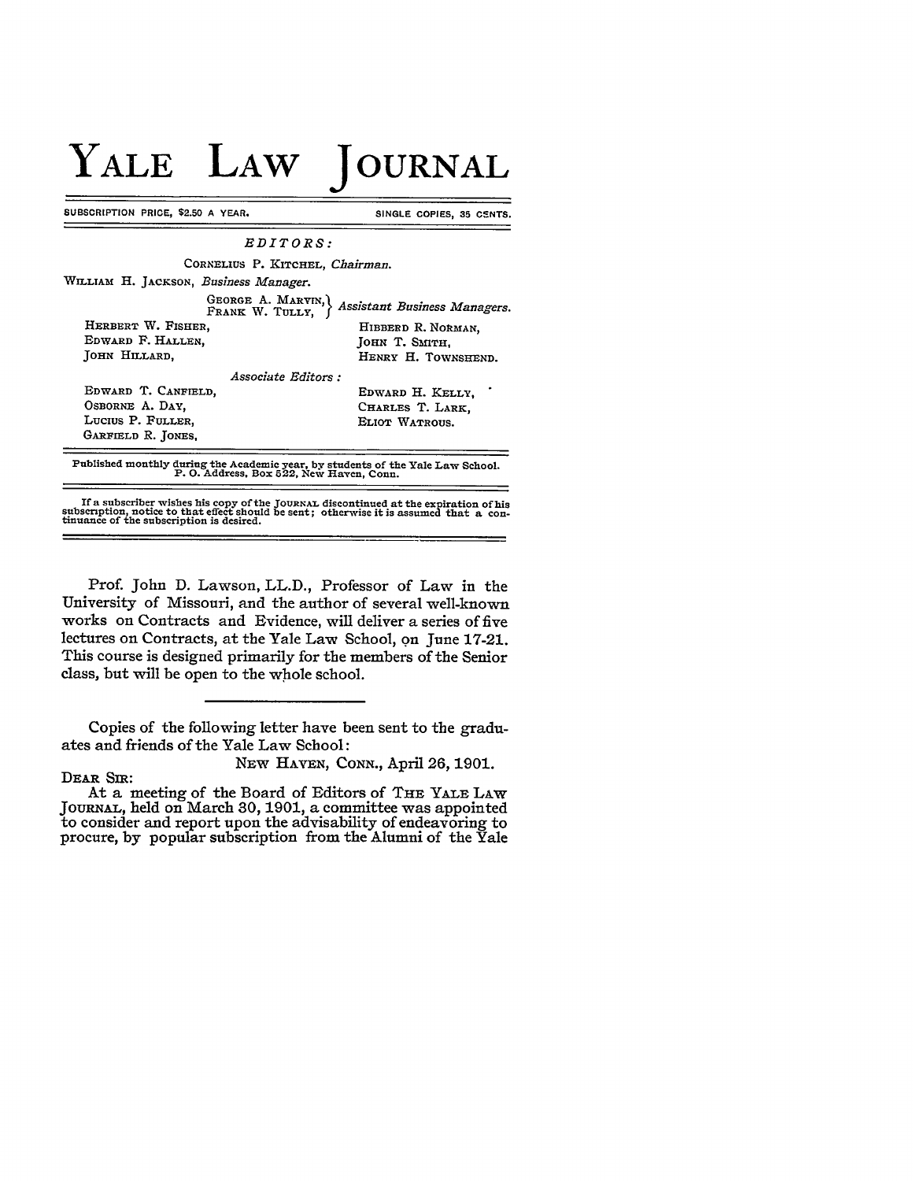# YALE LAW JOURNAL

SUBSCRIPTION PRICE, $2.50 A YEAR. SINGLE COPIES, 35 CENTS.

*EDITORS:*

CORNELIUS P. KITCHEL, *Chairman.*

WILLIAM H. JACKSON, *Business Manager.*

GEORGE A. MARVIN, FRANK W. TULLY, *Assistant Business Managers.*

HERBERT W. FISHER,
EDWARD F. HALLEN,
JOHN HILLARD,
HIBBERD R. NORMAN,
JOHN T. SMITH,
HENRY H. TOWNSHEND.

*Associate Editors:*

EDWARD T. CANFIELD,
OSBORNE A. DAY,
LUCIUS P. FULLER,
GARFIELD R. JONES,
EDWARD H. KELLY,
CHARLES T. LARK,
ELIOT WATROUS.

Published monthly during the Academic year, by students of the Yale Law School. P. O. Address, Box 522, New Haven, Conn.

If a subscriber wishes his copy of the JOURNAL discontinued at the expiration of his subscription, notice to that effect should be sent; otherwise it is assumed that a continuance of the subscription is desired.

---

Prof. John D. Lawson, LL.D., Professor of Law in the University of Missouri, and the author of several well-known works on Contracts and Evidence, will deliver a series of five lectures on Contracts, at the Yale Law School, on June 17-21. This course is designed primarily for the members of the Senior class, but will be open to the whole school.

---

Copies of the following letter have been sent to the graduates and friends of the Yale Law School:

NEW HAVEN, CONN., April 26, 1901.

DEAR SIR:

At a meeting of the Board of Editors of THE YALE LAW JOURNAL, held on March 30, 1901, a committee was appointed to consider and report upon the advisability of endeavoring to procure, by popular subscription from the Alumni of the Yale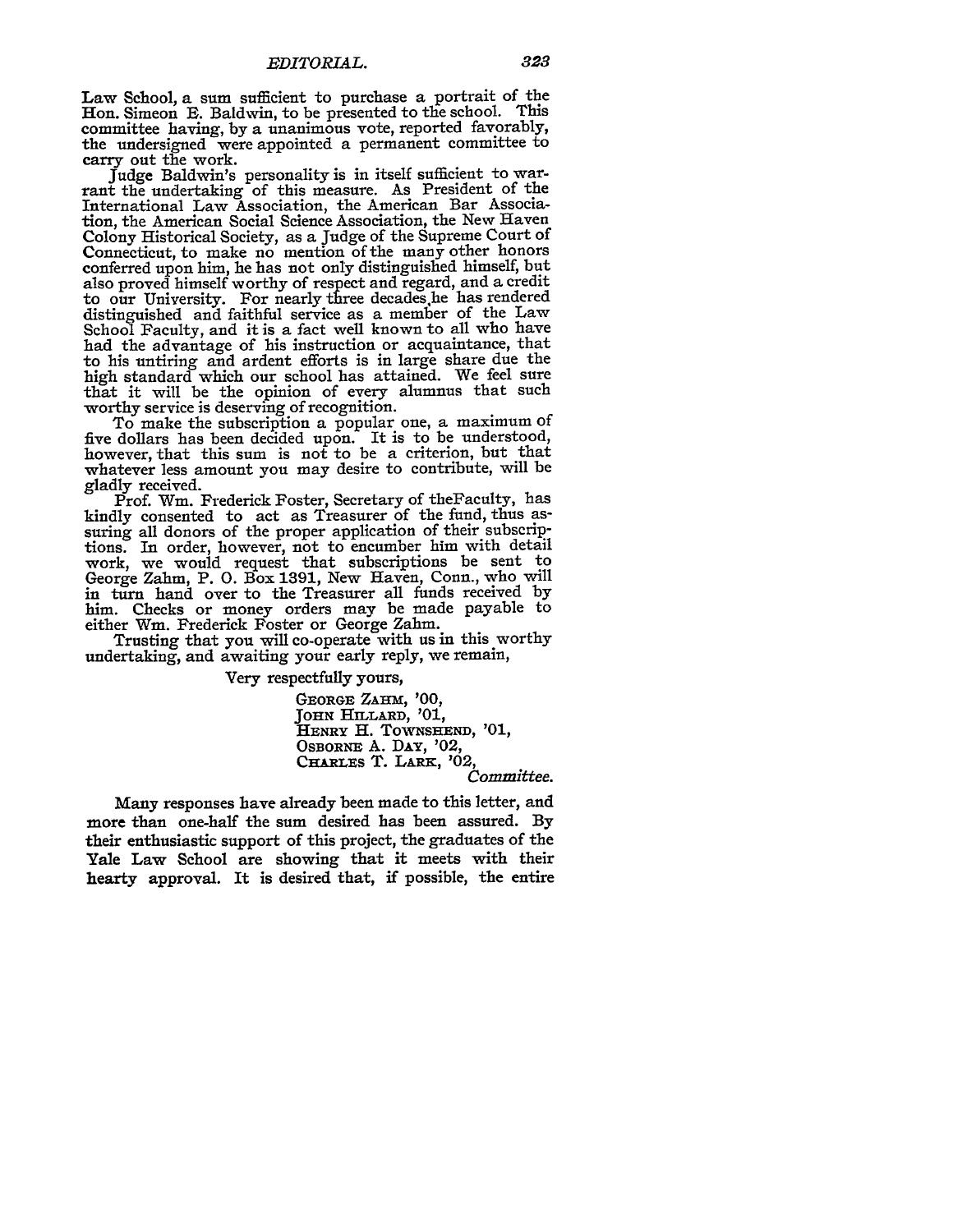Law School, a sum sufficient to purchase a portrait of the Hon. Simeon E. Baldwin, to be presented to the school. This committee having, by a unanimous vote, reported favorably, the undersigned were appointed a permanent committee to carry out the work.

Judge Baldwin's personality is in itself sufficient to warrant the undertaking of this measure. As President of the International Law Association, the American Bar Association, the American Social Science Association, the New Haven Colony Historical Society, as a Judge of the Supreme Court of Connecticut, to make no mention of the many other honors conferred upon him, he has not only distinguished himself, but also proved himself worthy of respect and regard, and a credit to our University. For nearly three decades he has rendered distinguished and faithful service as a member of the Law School Faculty, and it is a fact well known to all who have had the advantage of his instruction or acquaintance, that to his untiring and ardent efforts is in large share due the high standard which our school has attained. We feel sure that it will be the opinion of every alumnus that such worthy service is deserving of recognition.

To make the subscription a popular one, a maximum of five dollars has been decided upon. It is to be understood, however, that this sum is not to be a criterion, but that whatever less amount you may desire to contribute, will be gladly received.

Prof. Wm. Frederick Foster, Secretary of theFaculty, has kindly consented to act as Treasurer of the fund, thus assuring all donors of the proper application of their subscriptions. In order, however, not to encumber him with detail work, we would request that subscriptions be sent to George Zahm, P. O. Box 1391, New Haven, Conn., who will in turn hand over to the Treasurer all funds received by him. Checks or money orders may be made payable to either Wm. Frederick Foster or George Zahm.

Trusting that you will co-operate with us in this worthy undertaking, and awaiting your early reply, we remain,

Very respectfully yours,

George Zahm, '00,
John Hillard, '01,
Henry H. Townshend, '01,
Osborne A. Day, '02,
Charles T. Lark, '02,
*Committee.*

Many responses have already been made to this letter, and more than one-half the sum desired has been assured. By their enthusiastic support of this project, the graduates of the Yale Law School are showing that it meets with their hearty approval. It is desired that, if possible, the entire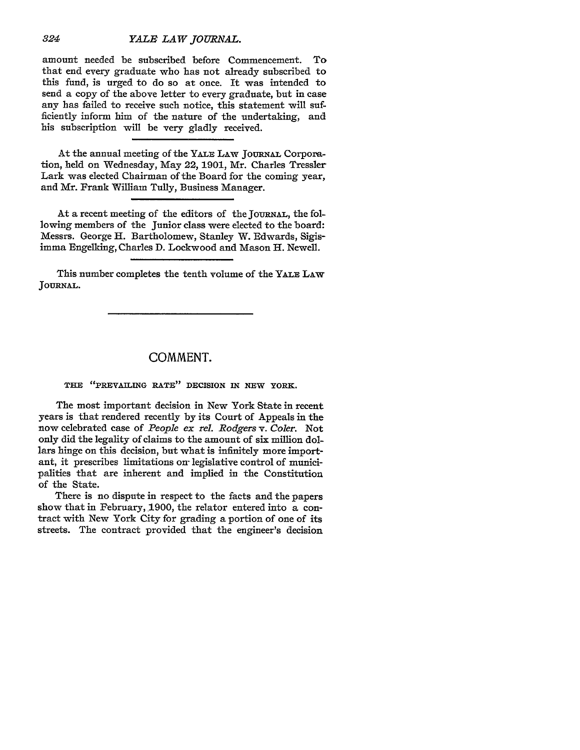amount needed be subscribed before Commencement. To that end every graduate who has not already subscribed to this fund, is urged to do so at once. It was intended to send a copy of the above letter to every graduate, but in case any has failed to receive such notice, this statement will sufficiently inform him of the nature of the undertaking, and his subscription will be very gladly received.

---

At the annual meeting of the YALE LAW JOURNAL Corporation, held on Wednesday, May 22, 1901, Mr. Charles Tressler Lark was elected Chairman of the Board for the coming year, and Mr. Frank William Tully, Business Manager.

---

At a recent meeting of the editors of the JOURNAL, the following members of the Junior class were elected to the board: Messrs. George H. Bartholomew, Stanley W. Edwards, Sigisimma Engelking, Charles D. Lockwood and Mason H. Newell.

---

This number completes the tenth volume of the YALE LAW JOURNAL.

---

## COMMENT.

### THE "PREVAILING RATE" DECISION IN NEW YORK.

The most important decision in New York State in recent years is that rendered recently by its Court of Appeals in the now celebrated case of *People ex rel. Rodgers* v. *Coler*. Not only did the legality of claims to the amount of six million dollars hinge on this decision, but what is infinitely more important, it prescribes limitations on legislative control of municipalities that are inherent and implied in the Constitution of the State.

There is no dispute in respect to the facts and the papers show that in February, 1900, the relator entered into a contract with New York City for grading a portion of one of its streets. The contract provided that the engineer's decision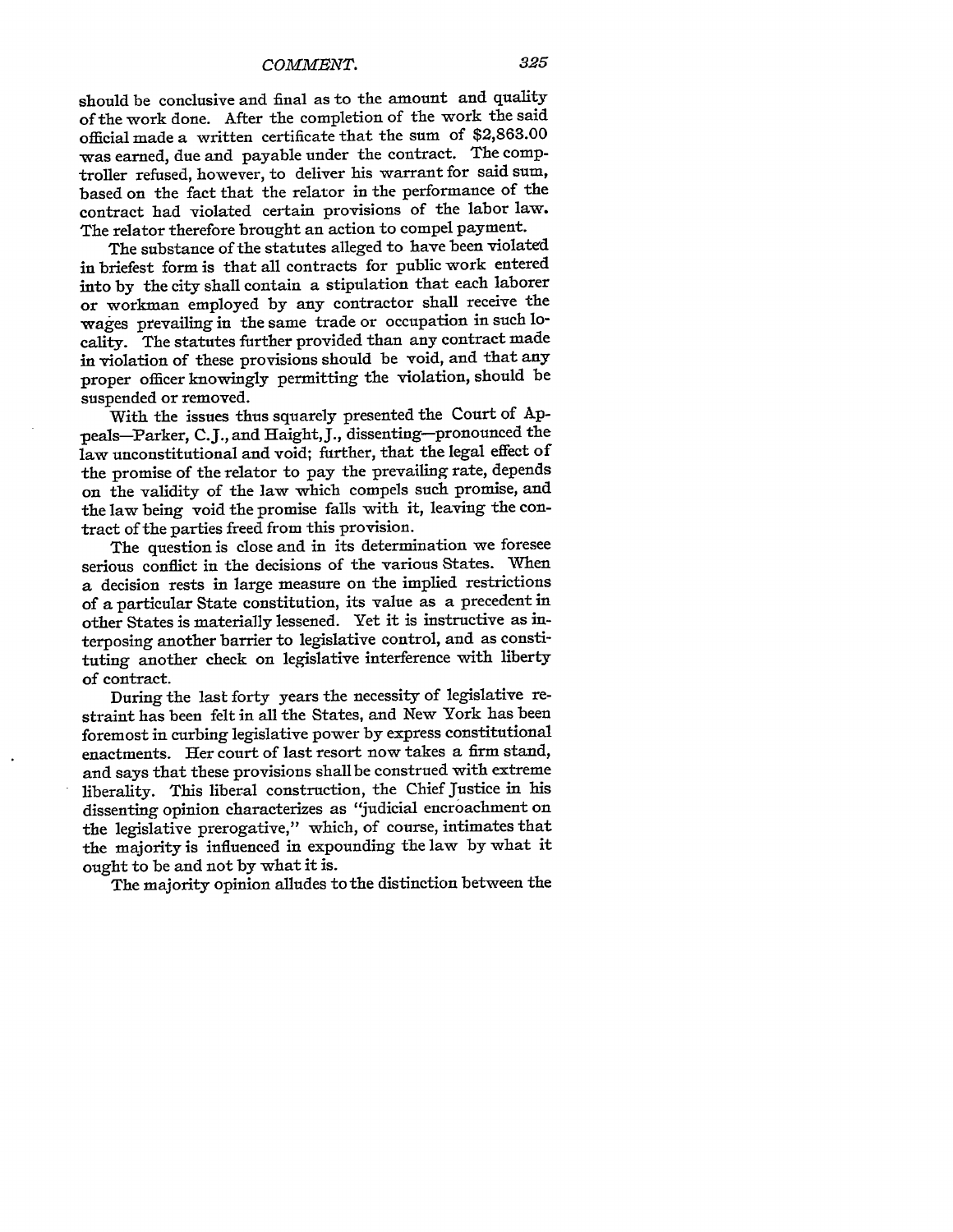should be conclusive and final as to the amount and quality of the work done. After the completion of the work the said official made a written certificate that the sum of $2,863.00 was earned, due and payable under the contract. The comptroller refused, however, to deliver his warrant for said sum, based on the fact that the relator in the performance of the contract had violated certain provisions of the labor law. The relator therefore brought an action to compel payment.

The substance of the statutes alleged to have been violated in briefest form is that all contracts for public work entered into by the city shall contain a stipulation that each laborer or workman employed by any contractor shall receive the wages prevailing in the same trade or occupation in such locality. The statutes further provided than any contract made in violation of these provisions should be void, and that any proper officer knowingly permitting the violation, should be suspended or removed.

With the issues thus squarely presented the Court of Appeals—Parker, C.J., and Haight, J., dissenting—pronounced the law unconstitutional and void; further, that the legal effect of the promise of the relator to pay the prevailing rate, depends on the validity of the law which compels such promise, and the law being void the promise falls with it, leaving the contract of the parties freed from this provision.

The question is close and in its determination we foresee serious conflict in the decisions of the various States. When a decision rests in large measure on the implied restrictions of a particular State constitution, its value as a precedent in other States is materially lessened. Yet it is instructive as interposing another barrier to legislative control, and as constituting another check on legislative interference with liberty of contract.

During the last forty years the necessity of legislative restraint has been felt in all the States, and New York has been foremost in curbing legislative power by express constitutional enactments. Her court of last resort now takes a firm stand, and says that these provisions shall be construed with extreme liberality. This liberal construction, the Chief Justice in his dissenting opinion characterizes as "judicial encroachment on the legislative prerogative," which, of course, intimates that the majority is influenced in expounding the law by what it ought to be and not by what it is.

The majority opinion alludes to the distinction between the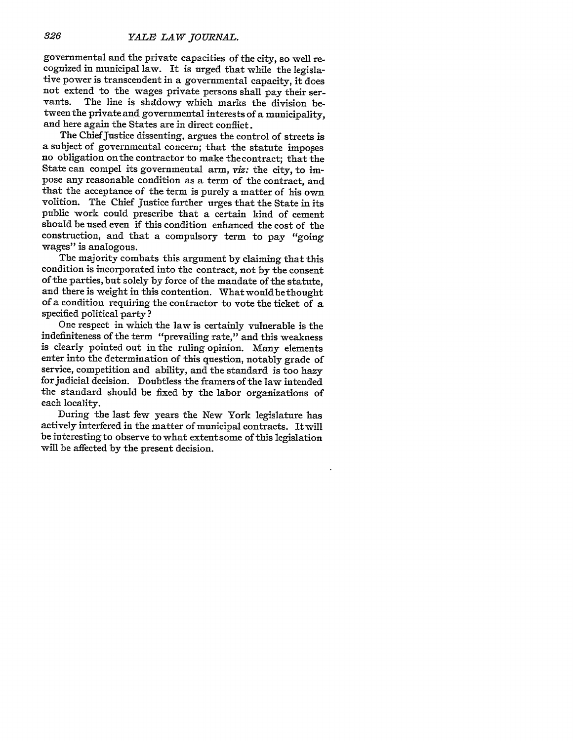governmental and the private capacities of the city, so well recognized in municipal law. It is urged that while the legislative power is transcendent in a governmental capacity, it does not extend to the wages private persons shall pay their servants. The line is shadowy which marks the division between the private and governmental interests of a municipality, and here again the States are in direct conflict.

The Chief Justice dissenting, argues the control of streets is a subject of governmental concern; that the statute imposes no obligation on the contractor to make the contract; that the State can compel its governmental arm, *viz:* the city, to impose any reasonable condition as a term of the contract, and that the acceptance of the term is purely a matter of his own volition. The Chief Justice further urges that the State in its public work could prescribe that a certain kind of cement should be used even if this condition enhanced the cost of the construction, and that a compulsory term to pay "going wages" is analogous.

The majority combats this argument by claiming that this condition is incorporated into the contract, not by the consent of the parties, but solely by force of the mandate of the statute, and there is weight in this contention. What would be thought of a condition requiring the contractor to vote the ticket of a specified political party?

One respect in which the law is certainly vulnerable is the indefiniteness of the term "prevailing rate," and this weakness is clearly pointed out in the ruling opinion. Many elements enter into the determination of this question, notably grade of service, competition and ability, and the standard is too hazy for judicial decision. Doubtless the framers of the law intended the standard should be fixed by the labor organizations of each locality.

During the last few years the New York legislature has actively interfered in the matter of municipal contracts. It will be interesting to observe to what extent some of this legislation will be affected by the present decision.